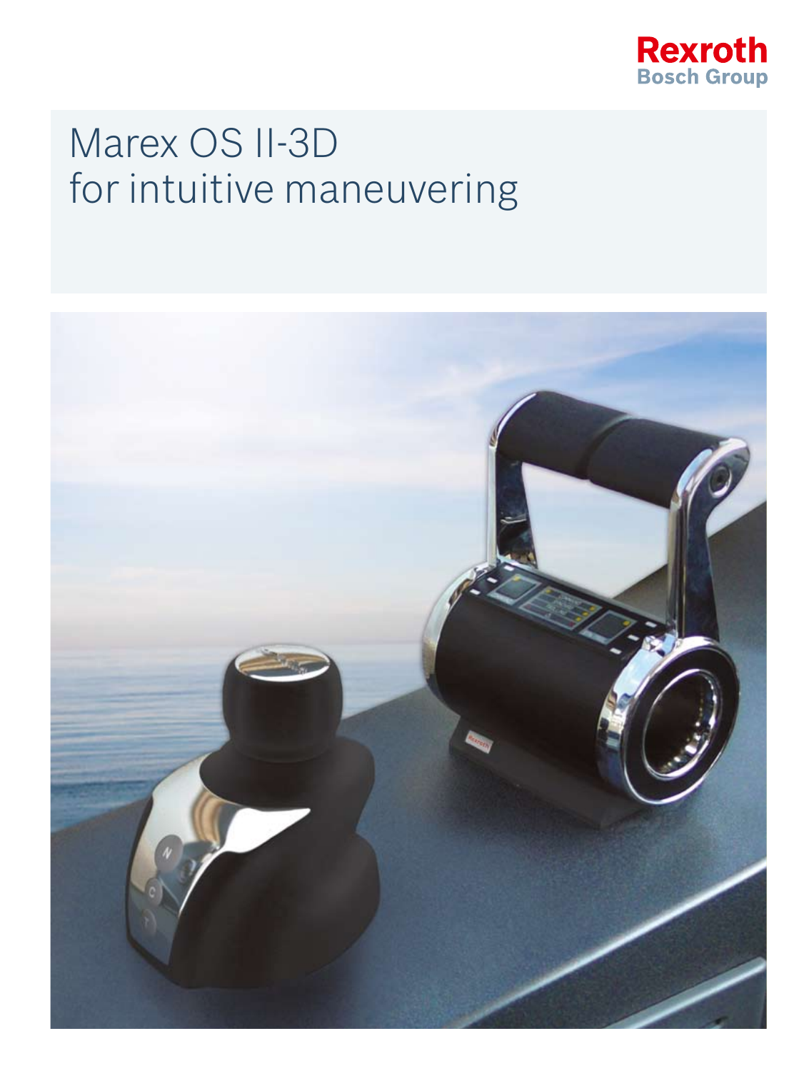Rexroth
Bosch Group

# Marex OS II-3D
for intuitive maneuvering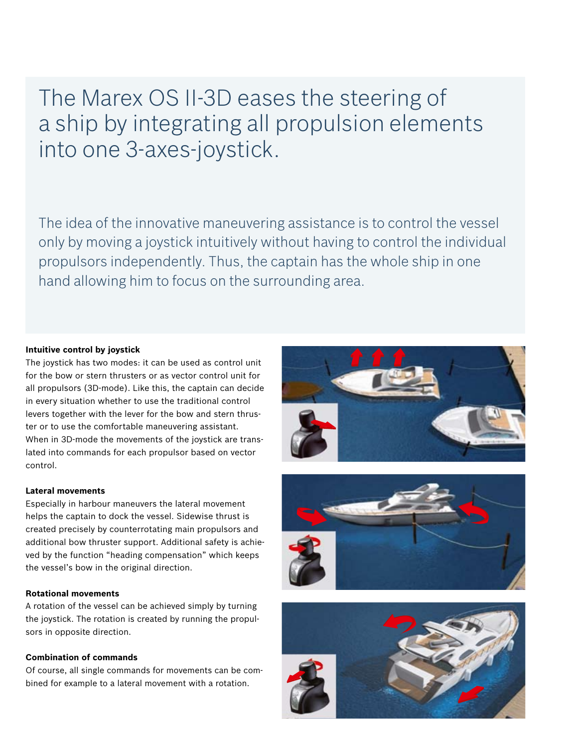# The Marex OS II-3D eases the steering of a ship by integrating all propulsion elements into one 3-axes-joystick.

The idea of the innovative maneuvering assistance is to control the vessel only by moving a joystick intuitively without having to control the individual propulsors independently. Thus, the captain has the whole ship in one hand allowing him to focus on the surrounding area.

**Intuitive control by joystick**

The joystick has two modes: it can be used as control unit for the bow or stern thrusters or as vector control unit for all propulsors (3D-mode). Like this, the captain can decide in every situation whether to use the traditional control levers together with the lever for the bow and stern thruster or to use the comfortable maneuvering assistant. When in 3D-mode the movements of the joystick are translated into commands for each propulsor based on vector control.

**Lateral movements**

Especially in harbour maneuvers the lateral movement helps the captain to dock the vessel. Sidewise thrust is created precisely by counterrotating main propulsors and additional bow thruster support. Additional safety is achieved by the function "heading compensation" which keeps the vessel's bow in the original direction.

**Rotational movements**

A rotation of the vessel can be achieved simply by turning the joystick. The rotation is created by running the propulsors in opposite direction.

**Combination of commands**

Of course, all single commands for movements can be combined for example to a lateral movement with a rotation.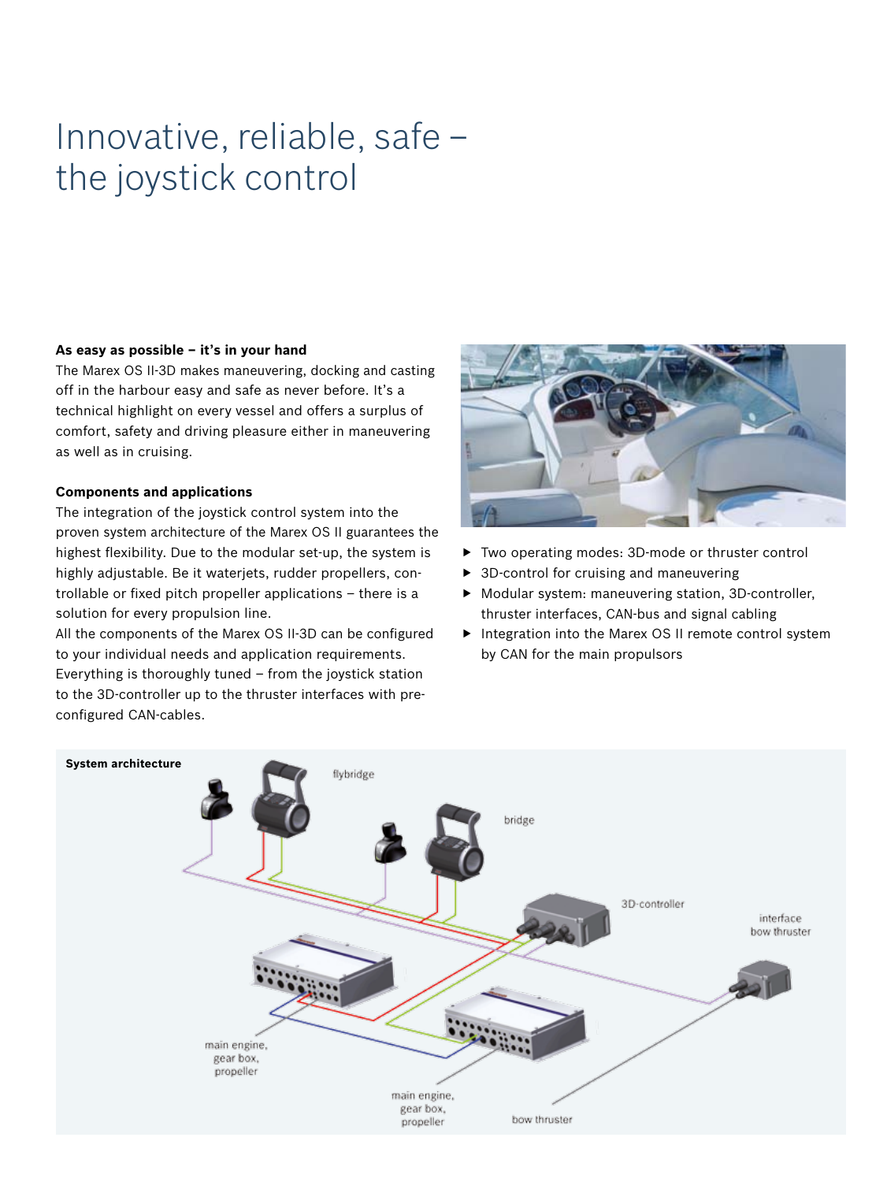# Innovative, reliable, safe – the joystick control

**As easy as possible – it's in your hand**

The Marex OS II-3D makes maneuvering, docking and casting off in the harbour easy and safe as never before. It's a technical highlight on every vessel and offers a surplus of comfort, safety and driving pleasure either in maneuvering as well as in cruising.

**Components and applications**

The integration of the joystick control system into the proven system architecture of the Marex OS II guarantees the highest flexibility. Due to the modular set-up, the system is highly adjustable. Be it waterjets, rudder propellers, controllable or fixed pitch propeller applications – there is a solution for every propulsion line.

All the components of the Marex OS II-3D can be configured to your individual needs and application requirements. Everything is thoroughly tuned – from the joystick station to the 3D-controller up to the thruster interfaces with pre-configured CAN-cables.

- Two operating modes: 3D-mode or thruster control
- 3D-control for cruising and maneuvering
- Modular system: maneuvering station, 3D-controller, thruster interfaces, CAN-bus and signal cabling
- Integration into the Marex OS II remote control system by CAN for the main propulsors

**System architecture**

flybridge

bridge

3D-controller

interface bow thruster

main engine, gear box, propeller

main engine, gear box, propeller

bow thruster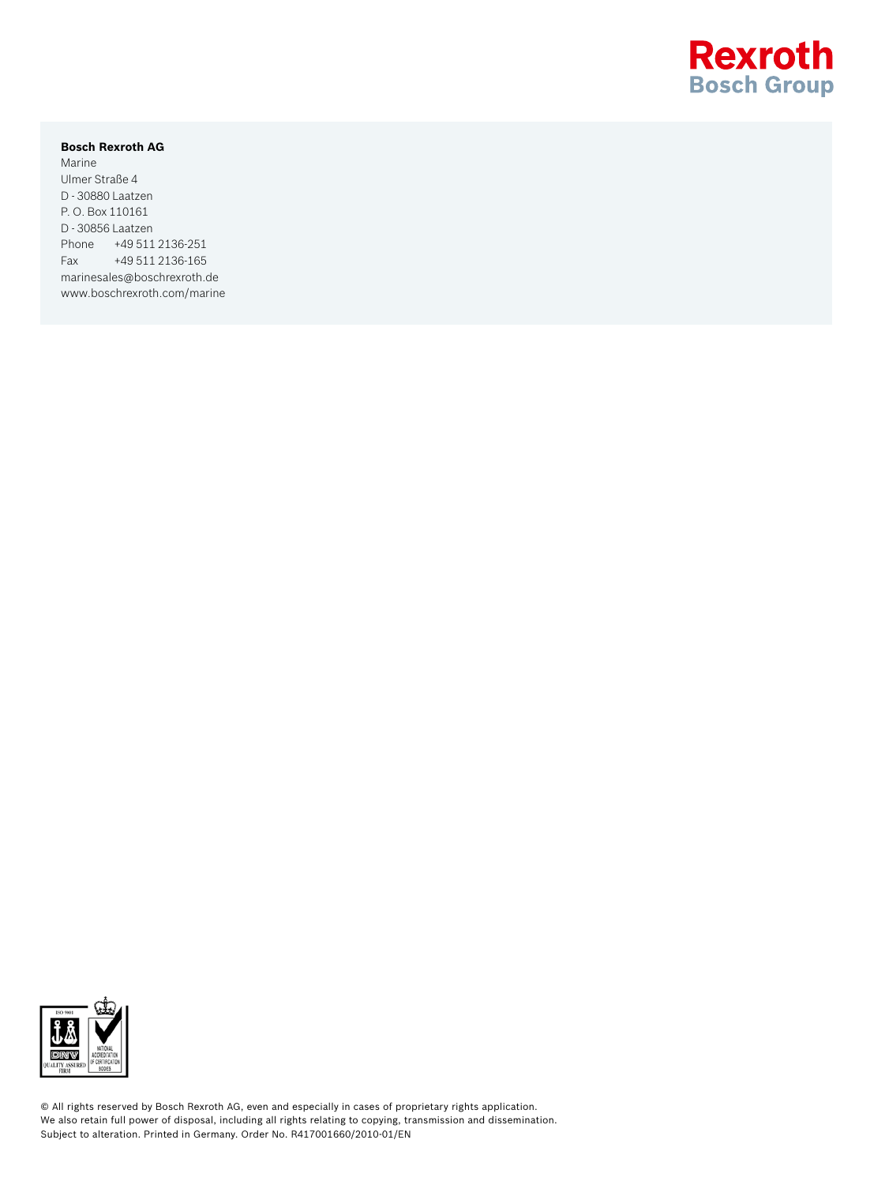Rexroth
Bosch Group

**Bosch Rexroth AG**
Marine
Ulmer Straße 4
D - 30880 Laatzen
P. O. Box 110161
D - 30856 Laatzen
Phone +49 511 2136-251
Fax +49 511 2136-165
marinesales@boschrexroth.de
www.boschrexroth.com/marine

ISO 9001
DNV
QUALITY ASSURED FIRM
NATIONAL ACCREDITATION OF CERTIFICATION BODIES

© All rights reserved by Bosch Rexroth AG, even and especially in cases of proprietary rights application.
We also retain full power of disposal, including all rights relating to copying, transmission and dissemination.
Subject to alteration. Printed in Germany. Order No. R417001660/2010-01/EN